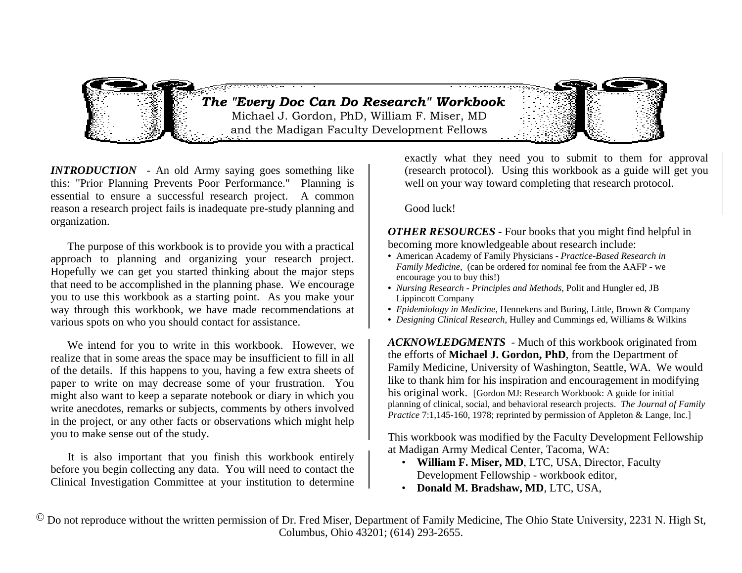# The "Every Doc Can Do Research" Workbook

Michael J. Gordon, PhD, William F. Miser, MD
and the Madigan Faculty Development Fellows

***INTRODUCTION*** - An old Army saying goes something like this: "Prior Planning Prevents Poor Performance." Planning is essential to ensure a successful research project. A common reason a research project fails is inadequate pre-study planning and organization.

The purpose of this workbook is to provide you with a practical approach to planning and organizing your research project. Hopefully we can get you started thinking about the major steps that need to be accomplished in the planning phase. We encourage you to use this workbook as a starting point. As you make your way through this workbook, we have made recommendations at various spots on who you should contact for assistance.

We intend for you to write in this workbook. However, we realize that in some areas the space may be insufficient to fill in all of the details. If this happens to you, having a few extra sheets of paper to write on may decrease some of your frustration. You might also want to keep a separate notebook or diary in which you write anecdotes, remarks or subjects, comments by others involved in the project, or any other facts or observations which might help you to make sense out of the study.

It is also important that you finish this workbook entirely before you begin collecting any data. You will need to contact the Clinical Investigation Committee at your institution to determine exactly what they need you to submit to them for approval (research protocol). Using this workbook as a guide will get you well on your way toward completing that research protocol.

Good luck!

***OTHER RESOURCES*** - Four books that you might find helpful in becoming more knowledgeable about research include:

- American Academy of Family Physicians - *Practice-Based Research in Family Medicine*, (can be ordered for nominal fee from the AAFP - we encourage you to buy this!)
- *Nursing Research - Principles and Methods*, Polit and Hungler ed, JB Lippincott Company
- *Epidemiology in Medicine*, Hennekens and Buring, Little, Brown & Company
- *Designing Clinical Research*, Hulley and Cummings ed, Williams & Wilkins

***ACKNOWLEDGMENTS*** - Much of this workbook originated from the efforts of **Michael J. Gordon, PhD**, from the Department of Family Medicine, University of Washington, Seattle, WA. We would like to thank him for his inspiration and encouragement in modifying his original work. [Gordon MJ: Research Workbook: A guide for initial planning of clinical, social, and behavioral research projects. *The Journal of Family Practice* 7:1,145-160, 1978; reprinted by permission of Appleton & Lange, Inc.]

This workbook was modified by the Faculty Development Fellowship at Madigan Army Medical Center, Tacoma, WA:

- **William F. Miser, MD**, LTC, USA, Director, Faculty Development Fellowship - workbook editor,
- **Donald M. Bradshaw, MD**, LTC, USA,

© Do not reproduce without the written permission of Dr. Fred Miser, Department of Family Medicine, The Ohio State University, 2231 N. High St, Columbus, Ohio 43201; (614) 293-2655.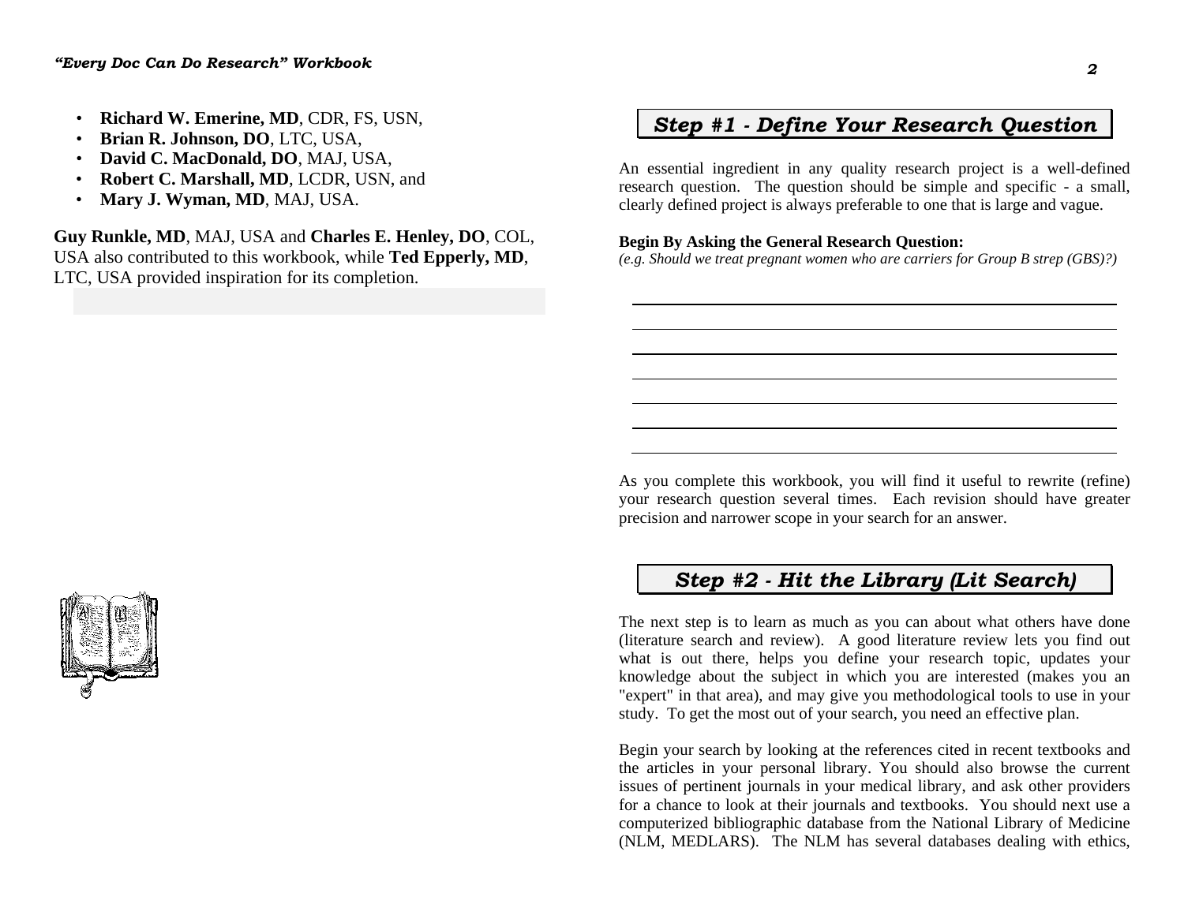- **Richard W. Emerine, MD**, CDR, FS, USN,
- **Brian R. Johnson, DO**, LTC, USA,
- **David C. MacDonald, DO**, MAJ, USA,
- **Robert C. Marshall, MD**, LCDR, USN, and
- **Mary J. Wyman, MD**, MAJ, USA.

**Guy Runkle, MD**, MAJ, USA and **Charles E. Henley, DO**, COL, USA also contributed to this workbook, while **Ted Epperly, MD**, LTC, USA provided inspiration for its completion.

## *Step #1 - Define Your Research Question*

An essential ingredient in any quality research project is a well-defined research question. The question should be simple and specific - a small, clearly defined project is always preferable to one that is large and vague.

**Begin By Asking the General Research Question:**
*(e.g. Should we treat pregnant women who are carriers for Group B strep (GBS)?)*

\_\_\_\_\_\_\_\_\_\_\_\_\_\_\_\_\_\_\_\_\_\_\_\_\_\_\_\_\_\_\_\_\_\_\_\_\_\_\_\_\_\_\_\_\_\_\_\_\_\_\_\_\_\_\_\_

\_\_\_\_\_\_\_\_\_\_\_\_\_\_\_\_\_\_\_\_\_\_\_\_\_\_\_\_\_\_\_\_\_\_\_\_\_\_\_\_\_\_\_\_\_\_\_\_\_\_\_\_\_\_\_\_

\_\_\_\_\_\_\_\_\_\_\_\_\_\_\_\_\_\_\_\_\_\_\_\_\_\_\_\_\_\_\_\_\_\_\_\_\_\_\_\_\_\_\_\_\_\_\_\_\_\_\_\_\_\_\_\_

\_\_\_\_\_\_\_\_\_\_\_\_\_\_\_\_\_\_\_\_\_\_\_\_\_\_\_\_\_\_\_\_\_\_\_\_\_\_\_\_\_\_\_\_\_\_\_\_\_\_\_\_\_\_\_\_

\_\_\_\_\_\_\_\_\_\_\_\_\_\_\_\_\_\_\_\_\_\_\_\_\_\_\_\_\_\_\_\_\_\_\_\_\_\_\_\_\_\_\_\_\_\_\_\_\_\_\_\_\_\_\_\_

\_\_\_\_\_\_\_\_\_\_\_\_\_\_\_\_\_\_\_\_\_\_\_\_\_\_\_\_\_\_\_\_\_\_\_\_\_\_\_\_\_\_\_\_\_\_\_\_\_\_\_\_\_\_\_\_

\_\_\_\_\_\_\_\_\_\_\_\_\_\_\_\_\_\_\_\_\_\_\_\_\_\_\_\_\_\_\_\_\_\_\_\_\_\_\_\_\_\_\_\_\_\_\_\_\_\_\_\_\_\_\_\_

As you complete this workbook, you will find it useful to rewrite (refine) your research question several times. Each revision should have greater precision and narrower scope in your search for an answer.

## *Step #2 - Hit the Library (Lit Search)*

The next step is to learn as much as you can about what others have done (literature search and review). A good literature review lets you find out what is out there, helps you define your research topic, updates your knowledge about the subject in which you are interested (makes you an "expert" in that area), and may give you methodological tools to use in your study. To get the most out of your search, you need an effective plan.

Begin your search by looking at the references cited in recent textbooks and the articles in your personal library. You should also browse the current issues of pertinent journals in your medical library, and ask other providers for a chance to look at their journals and textbooks. You should next use a computerized bibliographic database from the National Library of Medicine (NLM, MEDLARS). The NLM has several databases dealing with ethics,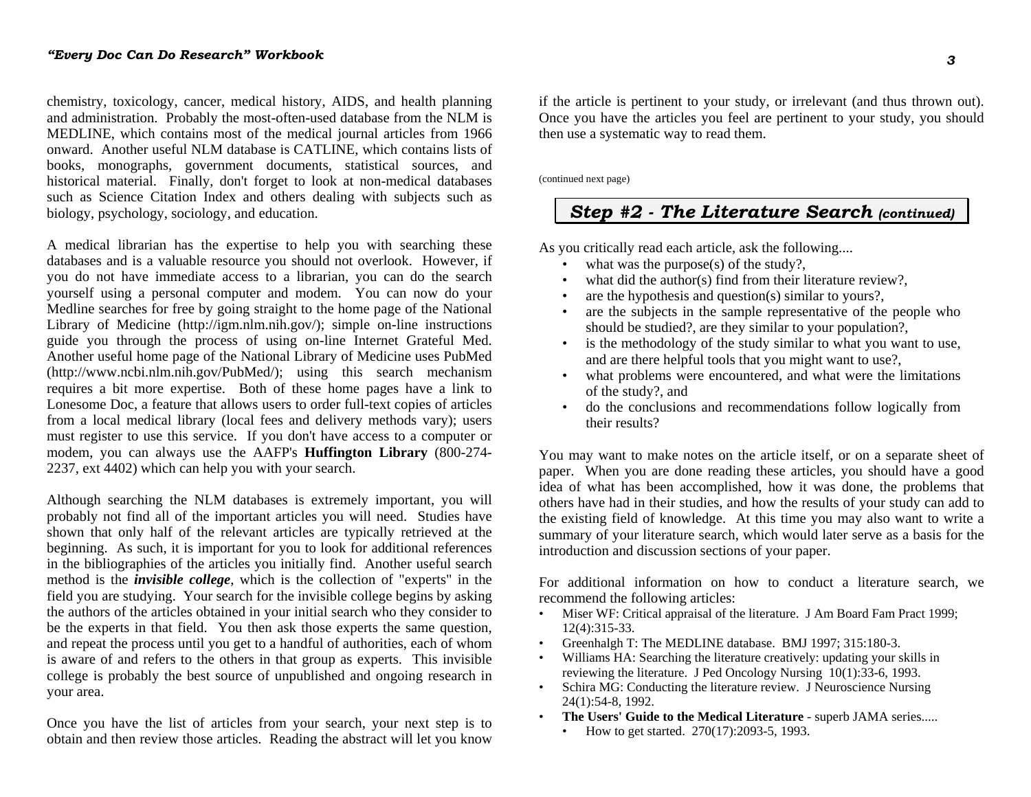chemistry, toxicology, cancer, medical history, AIDS, and health planning and administration. Probably the most-often-used database from the NLM is MEDLINE, which contains most of the medical journal articles from 1966 onward. Another useful NLM database is CATLINE, which contains lists of books, monographs, government documents, statistical sources, and historical material. Finally, don't forget to look at non-medical databases such as Science Citation Index and others dealing with subjects such as biology, psychology, sociology, and education.

A medical librarian has the expertise to help you with searching these databases and is a valuable resource you should not overlook. However, if you do not have immediate access to a librarian, you can do the search yourself using a personal computer and modem. You can now do your Medline searches for free by going straight to the home page of the National Library of Medicine (http://igm.nlm.nih.gov/); simple on-line instructions guide you through the process of using on-line Internet Grateful Med. Another useful home page of the National Library of Medicine uses PubMed (http://www.ncbi.nlm.nih.gov/PubMed/); using this search mechanism requires a bit more expertise. Both of these home pages have a link to Lonesome Doc, a feature that allows users to order full-text copies of articles from a local medical library (local fees and delivery methods vary); users must register to use this service. If you don't have access to a computer or modem, you can always use the AAFP's **Huffington Library** (800-274-2237, ext 4402) which can help you with your search.

Although searching the NLM databases is extremely important, you will probably not find all of the important articles you will need. Studies have shown that only half of the relevant articles are typically retrieved at the beginning. As such, it is important for you to look for additional references in the bibliographies of the articles you initially find. Another useful search method is the ***invisible college***, which is the collection of "experts" in the field you are studying. Your search for the invisible college begins by asking the authors of the articles obtained in your initial search who they consider to be the experts in that field. You then ask those experts the same question, and repeat the process until you get to a handful of authorities, each of whom is aware of and refers to the others in that group as experts. This invisible college is probably the best source of unpublished and ongoing research in your area.

Once you have the list of articles from your search, your next step is to obtain and then review those articles. Reading the abstract will let you know if the article is pertinent to your study, or irrelevant (and thus thrown out). Once you have the articles you feel are pertinent to your study, you should then use a systematic way to read them.

(continued next page)

## *Step #2 - The Literature Search (continued)*

As you critically read each article, ask the following....

- what was the purpose(s) of the study?,
- what did the author(s) find from their literature review?,
- are the hypothesis and question(s) similar to yours?,
- are the subjects in the sample representative of the people who should be studied?, are they similar to your population?,
- is the methodology of the study similar to what you want to use, and are there helpful tools that you might want to use?,
- what problems were encountered, and what were the limitations of the study?, and
- do the conclusions and recommendations follow logically from their results?

You may want to make notes on the article itself, or on a separate sheet of paper. When you are done reading these articles, you should have a good idea of what has been accomplished, how it was done, the problems that others have had in their studies, and how the results of your study can add to the existing field of knowledge. At this time you may also want to write a summary of your literature search, which would later serve as a basis for the introduction and discussion sections of your paper.

For additional information on how to conduct a literature search, we recommend the following articles:

- Miser WF: Critical appraisal of the literature. J Am Board Fam Pract 1999; 12(4):315-33.
- Greenhalgh T: The MEDLINE database. BMJ 1997; 315:180-3.
- Williams HA: Searching the literature creatively: updating your skills in reviewing the literature. J Ped Oncology Nursing 10(1):33-6, 1993.
- Schira MG: Conducting the literature review. J Neuroscience Nursing 24(1):54-8, 1992.
- **The Users' Guide to the Medical Literature** - superb JAMA series.....
  - How to get started. 270(17):2093-5, 1993.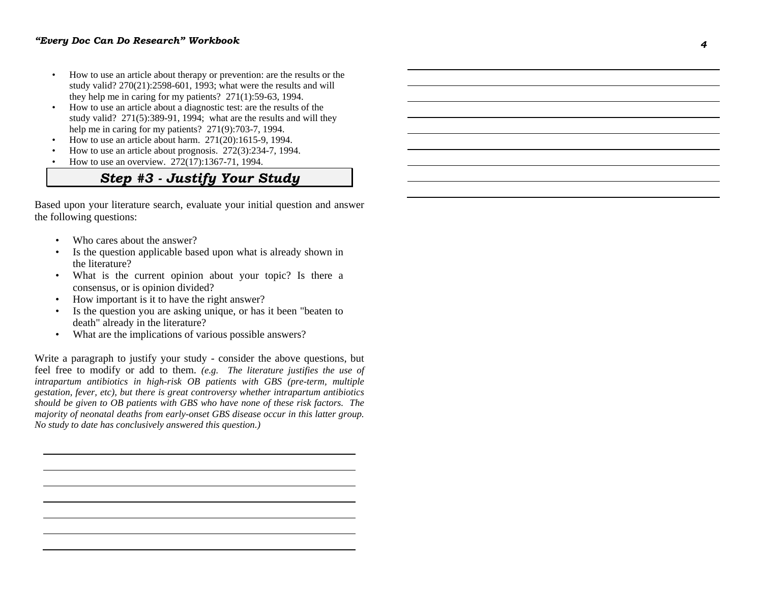- How to use an article about therapy or prevention: are the results or the study valid? 270(21):2598-601, 1993; what were the results and will they help me in caring for my patients? 271(1):59-63, 1994.
- How to use an article about a diagnostic test: are the results of the study valid? 271(5):389-91, 1994; what are the results and will they help me in caring for my patients? 271(9):703-7, 1994.
- How to use an article about harm. 271(20):1615-9, 1994.
- How to use an article about prognosis. 272(3):234-7, 1994.
- How to use an overview. 272(17):1367-71, 1994.

## *Step #3 - Justify Your Study*

Based upon your literature search, evaluate your initial question and answer the following questions:

- Who cares about the answer?
- Is the question applicable based upon what is already shown in the literature?
- What is the current opinion about your topic? Is there a consensus, or is opinion divided?
- How important is it to have the right answer?
- Is the question you are asking unique, or has it been "beaten to death" already in the literature?
- What are the implications of various possible answers?

Write a paragraph to justify your study - consider the above questions, but feel free to modify or add to them. *(e.g. The literature justifies the use of intrapartum antibiotics in high-risk OB patients with GBS (pre-term, multiple gestation, fever, etc), but there is great controversy whether intrapartum antibiotics should be given to OB patients with GBS who have none of these risk factors. The majority of neonatal deaths from early-onset GBS disease occur in this latter group. No study to date has conclusively answered this question.)*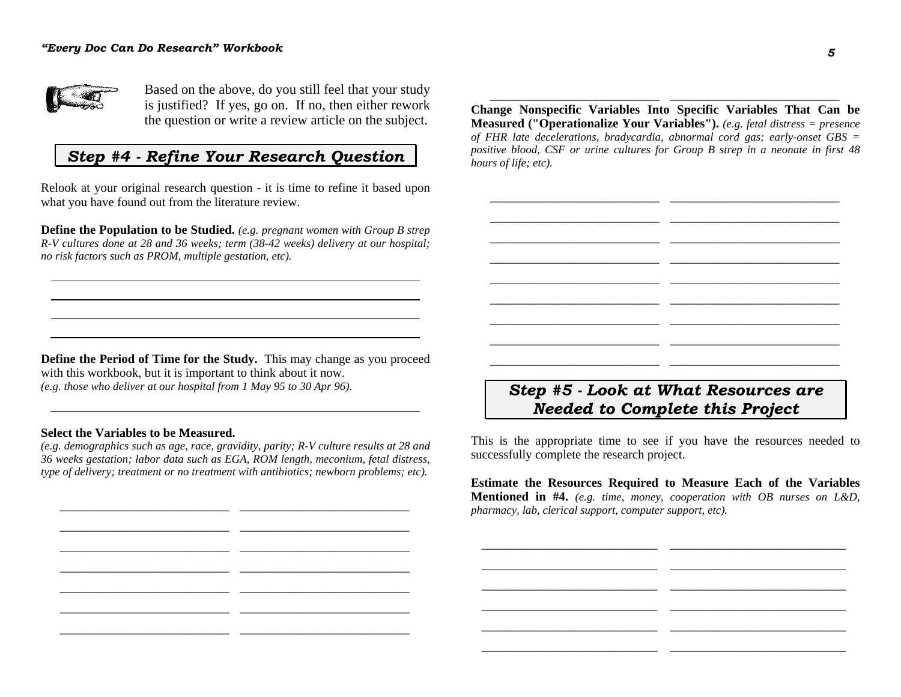Based on the above, do you still feel that your study is justified? If yes, go on. If no, then either rework the question or write a review article on the subject.

## *Step #4 - Refine Your Research Question*

Relook at your original research question - it is time to refine it based upon what you have found out from the literature review.

**Define the Population to be Studied.** *(e.g. pregnant women with Group B strep R-V cultures done at 28 and 36 weeks; term (38-42 weeks) delivery at our hospital; no risk factors such as PROM, multiple gestation, etc).*

**Define the Period of Time for the Study.** This may change as you proceed with this workbook, but it is important to think about it now. *(e.g. those who deliver at our hospital from 1 May 95 to 30 Apr 96).*

**Select the Variables to be Measured.** *(e.g. demographics such as age, race, gravidity, parity; R-V culture results at 28 and 36 weeks gestation; labor data such as EGA, ROM length, meconium, fetal distress, type of delivery; treatment or no treatment with antibiotics; newborn problems; etc).*

**Change Nonspecific Variables Into Specific Variables That Can be Measured ("Operationalize Your Variables").** *(e.g. fetal distress = presence of FHR late decelerations, bradycardia, abnormal cord gas; early-onset GBS = positive blood, CSF or urine cultures for Group B strep in a neonate in first 48 hours of life; etc).*

## *Step #5 - Look at What Resources are Needed to Complete this Project*

This is the appropriate time to see if you have the resources needed to successfully complete the research project.

**Estimate the Resources Required to Measure Each of the Variables Mentioned in #4.** *(e.g. time, money, cooperation with OB nurses on L&D, pharmacy, lab, clerical support, computer support, etc).*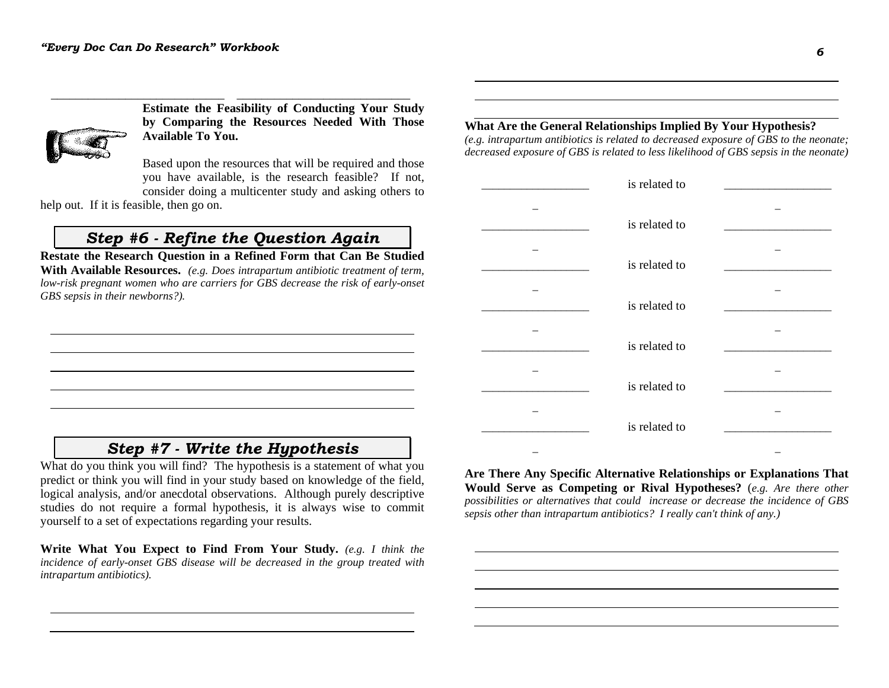**Estimate the Feasibility of Conducting Your Study by Comparing the Resources Needed With Those Available To You.**

Based upon the resources that will be required and those you have available, is the research feasible? If not, consider doing a multicenter study and asking others to help out. If it is feasible, then go on.

## Step #6 - Refine the Question Again

**Restate the Research Question in a Refined Form that Can Be Studied With Available Resources.** *(e.g. Does intrapartum antibiotic treatment of term, low-risk pregnant women who are carriers for GBS decrease the risk of early-onset GBS sepsis in their newborns?).*

______________________________________________________________

______________________________________________________________

______________________________________________________________

______________________________________________________________

______________________________________________________________

## Step #7 - Write the Hypothesis

What do you think you will find? The hypothesis is a statement of what you predict or think you will find in your study based on knowledge of the field, logical analysis, and/or anecdotal observations. Although purely descriptive studies do not require a formal hypothesis, it is always wise to commit yourself to a set of expectations regarding your results.

**Write What You Expect to Find From Your Study.** *(e.g. I think the incidence of early-onset GBS disease will be decreased in the group treated with intrapartum antibiotics).*

______________________________________________________________

______________________________________________________________

______________________________________________________________

______________________________________________________________

______________________________________________________________

**What Are the General Relationships Implied By Your Hypothesis?**
*(e.g. intrapartum antibiotics is related to decreased exposure of GBS to the neonate; decreased exposure of GBS is related to less likelihood of GBS sepsis in the neonate)*

_________________ is related to _________________

_________________ is related to _________________

_________________ is related to _________________

_________________ is related to _________________

_________________ is related to _________________

_________________ is related to _________________

_________________ is related to _________________

**Are There Any Specific Alternative Relationships or Explanations That Would Serve as Competing or Rival Hypotheses?** (*e.g. Are there other possibilities or alternatives that could increase or decrease the incidence of GBS sepsis other than intrapartum antibiotics? I really can't think of any.)*

______________________________________________________________

______________________________________________________________

______________________________________________________________

______________________________________________________________

______________________________________________________________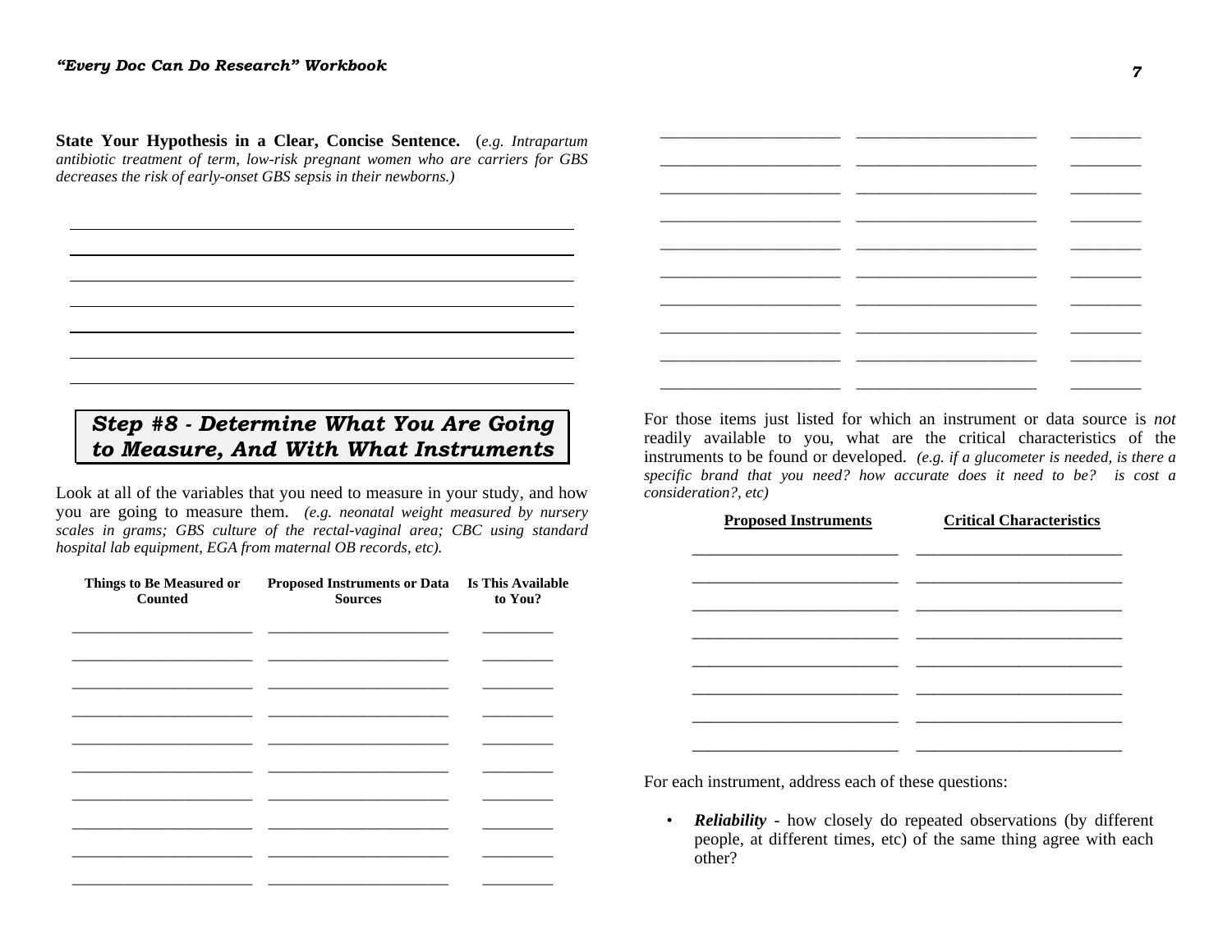**State Your Hypothesis in a Clear, Concise Sentence.** (*e.g. Intrapartum antibiotic treatment of term, low-risk pregnant women who are carriers for GBS decreases the risk of early-onset GBS sepsis in their newborns.)*

\_\_\_\_\_\_\_\_\_\_\_\_\_\_\_\_\_\_\_\_\_\_\_\_\_\_\_\_\_\_\_\_\_\_\_\_\_\_\_\_\_\_\_\_\_\_\_\_\_\_\_\_\_\_\_\_\_\_\_\_

\_\_\_\_\_\_\_\_\_\_\_\_\_\_\_\_\_\_\_\_\_\_\_\_\_\_\_\_\_\_\_\_\_\_\_\_\_\_\_\_\_\_\_\_\_\_\_\_\_\_\_\_\_\_\_\_\_\_\_\_

\_\_\_\_\_\_\_\_\_\_\_\_\_\_\_\_\_\_\_\_\_\_\_\_\_\_\_\_\_\_\_\_\_\_\_\_\_\_\_\_\_\_\_\_\_\_\_\_\_\_\_\_\_\_\_\_\_\_\_\_

\_\_\_\_\_\_\_\_\_\_\_\_\_\_\_\_\_\_\_\_\_\_\_\_\_\_\_\_\_\_\_\_\_\_\_\_\_\_\_\_\_\_\_\_\_\_\_\_\_\_\_\_\_\_\_\_\_\_\_\_

\_\_\_\_\_\_\_\_\_\_\_\_\_\_\_\_\_\_\_\_\_\_\_\_\_\_\_\_\_\_\_\_\_\_\_\_\_\_\_\_\_\_\_\_\_\_\_\_\_\_\_\_\_\_\_\_\_\_\_\_

\_\_\_\_\_\_\_\_\_\_\_\_\_\_\_\_\_\_\_\_\_\_\_\_\_\_\_\_\_\_\_\_\_\_\_\_\_\_\_\_\_\_\_\_\_\_\_\_\_\_\_\_\_\_\_\_\_\_\_\_

\_\_\_\_\_\_\_\_\_\_\_\_\_\_\_\_\_\_\_\_\_\_\_\_\_\_\_\_\_\_\_\_\_\_\_\_\_\_\_\_\_\_\_\_\_\_\_\_\_\_\_\_\_\_\_\_\_\_\_\_

## *Step #8 - Determine What You Are Going to Measure, And With What Instruments*

Look at all of the variables that you need to measure in your study, and how you are going to measure them. *(e.g. neonatal weight measured by nursery scales in grams; GBS culture of the rectal-vaginal area; CBC using standard hospital lab equipment, EGA from maternal OB records, etc).*

| Things to Be Measured or Counted | Proposed Instruments or Data Sources | Is This Available to You? |
|---|---|---|
| | | |
| | | |
| | | |
| | | |
| | | |
| | | |
| | | |
| | | |
| | | |
| | | |
| | | |
| | | |
| | | |
| | | |
| | | |
| | | |
| | | |
| | | |
| | | |
| | | |

For those items just listed for which an instrument or data source is *not* readily available to you, what are the critical characteristics of the instruments to be found or developed. *(e.g. if a glucometer is needed, is there a specific brand that you need? how accurate does it need to be? is cost a consideration?, etc)*

| Proposed Instruments | Critical Characteristics |
|---|---|
| | |
| | |
| | |
| | |
| | |
| | |
| | |
| | |

For each instrument, address each of these questions:

- ***Reliability*** - how closely do repeated observations (by different people, at different times, etc) of the same thing agree with each other?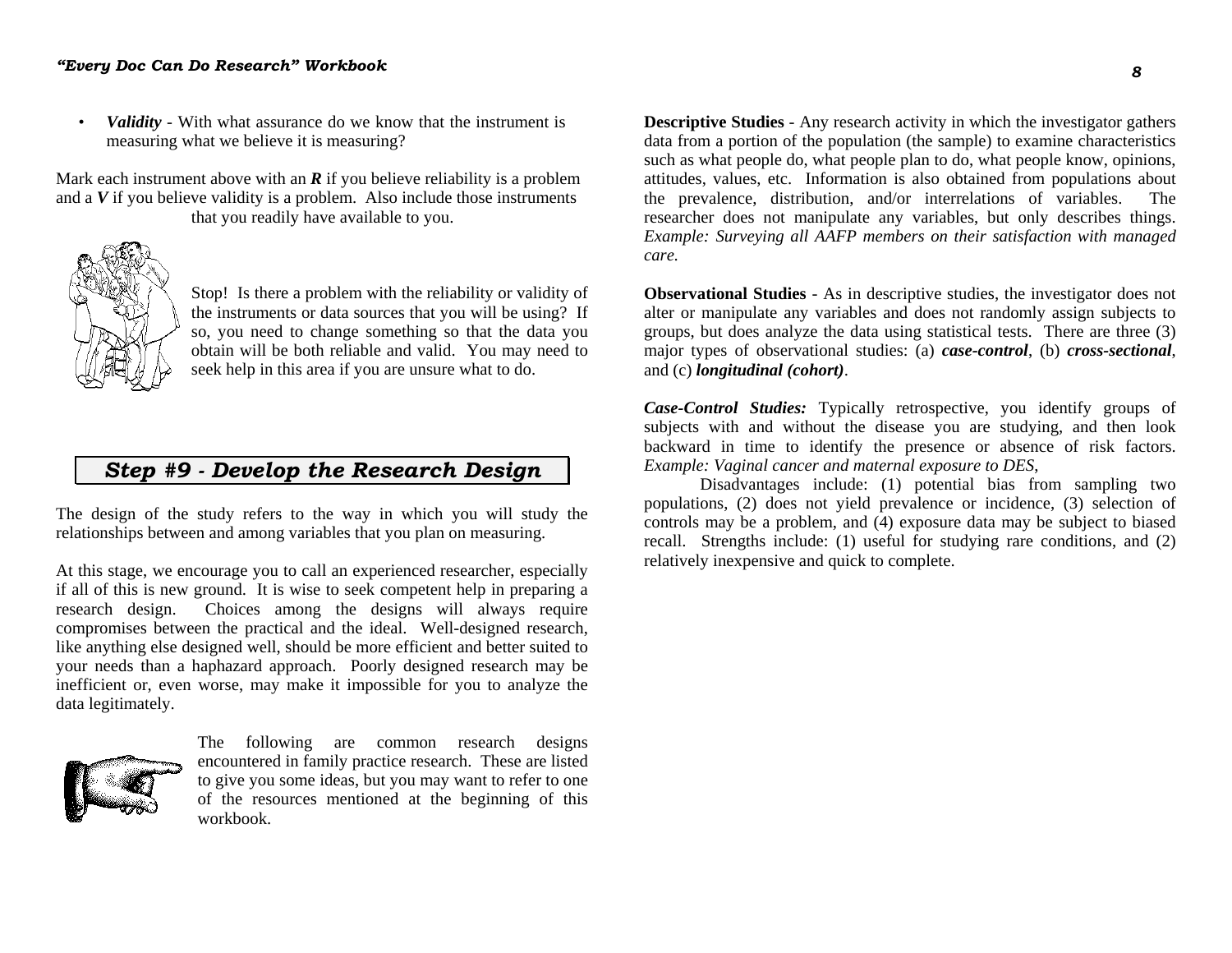- ***Validity*** - With what assurance do we know that the instrument is measuring what we believe it is measuring?

Mark each instrument above with an ***R*** if you believe reliability is a problem and a ***V*** if you believe validity is a problem. Also include those instruments that you readily have available to you.

Stop! Is there a problem with the reliability or validity of the instruments or data sources that you will be using? If so, you need to change something so that the data you obtain will be both reliable and valid. You may need to seek help in this area if you are unsure what to do.

## *Step #9 - Develop the Research Design*

The design of the study refers to the way in which you will study the relationships between and among variables that you plan on measuring.

At this stage, we encourage you to call an experienced researcher, especially if all of this is new ground. It is wise to seek competent help in preparing a research design. Choices among the designs will always require compromises between the practical and the ideal. Well-designed research, like anything else designed well, should be more efficient and better suited to your needs than a haphazard approach. Poorly designed research may be inefficient or, even worse, may make it impossible for you to analyze the data legitimately.

The following are common research designs encountered in family practice research. These are listed to give you some ideas, but you may want to refer to one of the resources mentioned at the beginning of this workbook.

**Descriptive Studies** - Any research activity in which the investigator gathers data from a portion of the population (the sample) to examine characteristics such as what people do, what people plan to do, what people know, opinions, attitudes, values, etc. Information is also obtained from populations about the prevalence, distribution, and/or interrelations of variables. The researcher does not manipulate any variables, but only describes things. *Example: Surveying all AAFP members on their satisfaction with managed care.*

**Observational Studies** - As in descriptive studies, the investigator does not alter or manipulate any variables and does not randomly assign subjects to groups, but does analyze the data using statistical tests. There are three (3) major types of observational studies: (a) ***case-control***, (b) ***cross-sectional***, and (c) ***longitudinal (cohort)***.

***Case-Control Studies:*** Typically retrospective, you identify groups of subjects with and without the disease you are studying, and then look backward in time to identify the presence or absence of risk factors. *Example: Vaginal cancer and maternal exposure to DES,*

Disadvantages include: (1) potential bias from sampling two populations, (2) does not yield prevalence or incidence, (3) selection of controls may be a problem, and (4) exposure data may be subject to biased recall. Strengths include: (1) useful for studying rare conditions, and (2) relatively inexpensive and quick to complete.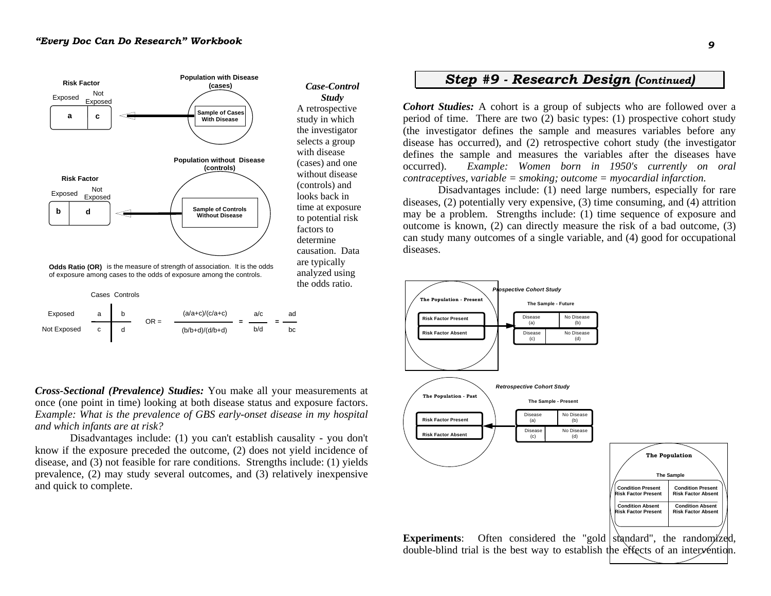Risk Factor

| Exposed | Not Exposed |
|---|---|
| a | c |

**Population with Disease (cases)**

Sample of Cases With Disease

Risk Factor

| Exposed | Not Exposed |
|---|---|
| b | d |

**Population without Disease (controls)**

Sample of Controls Without Disease

***Case-Control Study***

A retrospective study in which the investigator selects a group with disease (cases) and one without disease (controls) and looks back in time at exposure to potential risk factors to determine causation. Data are typically analyzed using the odds ratio.

**Odds Ratio (OR)** is the measure of strength of association. It is the odds of exposure among cases to the odds of exposure among the controls.

| | Cases | Controls |
|---|---|---|
| Exposed | a | b |
| Not Exposed | c | d |

$$OR = \frac{(a/a+c)/(c/a+c)}{(b/b+d)/(d/b+d)} = \frac{a/c}{b/d} = \frac{ad}{bc}$$

***Cross-Sectional (Prevalence) Studies:*** You make all your measurements at once (one point in time) looking at both disease status and exposure factors. *Example: What is the prevalence of GBS early-onset disease in my hospital and which infants are at risk?*

Disadvantages include: (1) you can't establish causality - you don't know if the exposure preceded the outcome, (2) does not yield incidence of disease, and (3) not feasible for rare conditions. Strengths include: (1) yields prevalence, (2) may study several outcomes, and (3) relatively inexpensive and quick to complete.

## *Step #9 - Research Design (Continued)*

***Cohort Studies:*** A cohort is a group of subjects who are followed over a period of time. There are two (2) basic types: (1) prospective cohort study (the investigator defines the sample and measures variables before any disease has occurred), and (2) retrospective cohort study (the investigator defines the sample and measures the variables after the diseases have occurred). *Example: Women born in 1950's currently on oral contraceptives, variable = smoking; outcome = myocardial infarction.*

Disadvantages include: (1) need large numbers, especially for rare diseases, (2) potentially very expensive, (3) time consuming, and (4) attrition may be a problem. Strengths include: (1) time sequence of exposure and outcome is known, (2) can directly measure the risk of a bad outcome, (3) can study many outcomes of a single variable, and (4) good for occupational diseases.

***Prospective Cohort Study***

The Population - Present: Risk Factor Present; Risk Factor Absent

The Sample - Future

| Disease (a) | No Disease (b) |
|---|---|
| Disease (c) | No Disease (d) |

***Retrospective Cohort Study***

The Population - Past: Risk Factor Present; Risk Factor Absent

The Sample - Present

| Disease (a) | No Disease (b) |
|---|---|
| Disease (c) | No Disease (d) |

**The Population**

**The Sample**

| Condition Present Risk Factor Present | Condition Present Risk Factor Absent |
|---|---|
| Condition Absent Risk Factor Present | Condition Absent Risk Factor Absent |

**Experiments**: Often considered the "gold standard", the randomized, double-blind trial is the best way to establish the effects of an intervention.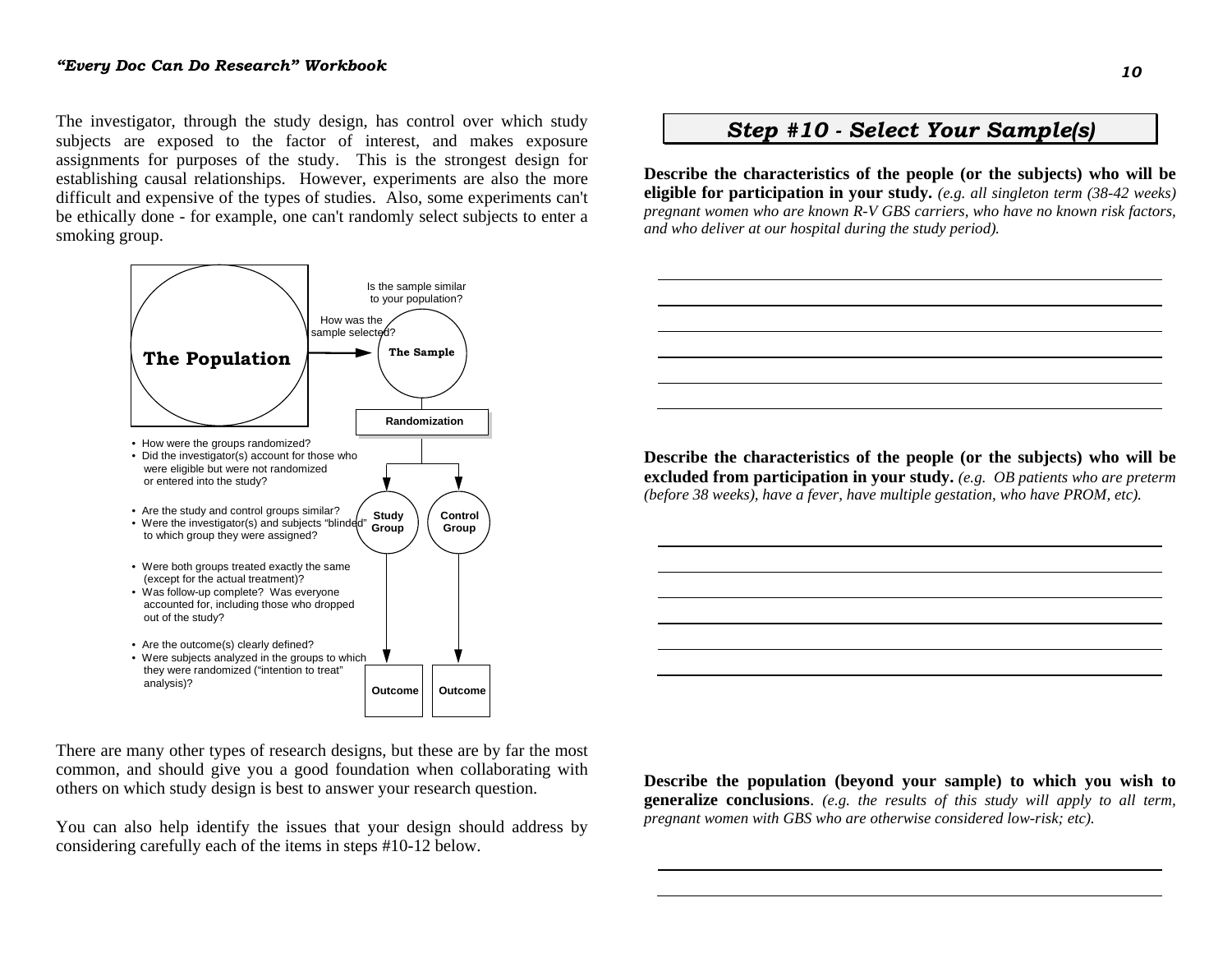The investigator, through the study design, has control over which study subjects are exposed to the factor of interest, and makes exposure assignments for purposes of the study. This is the strongest design for establishing causal relationships. However, experiments are also the more difficult and expensive of the types of studies. Also, some experiments can't be ethically done - for example, one can't randomly select subjects to enter a smoking group.

**The Population** → How was the sample selected? → **The Sample** (Is the sample similar to your population?)

**Randomization**

- How were the groups randomized?
- Did the investigator(s) account for those who were eligible but were not randomized or entered into the study?

**Study Group** | **Control Group**

- Are the study and control groups similar?
- Were the investigator(s) and subjects "blinded" to which group they were assigned?
- Were both groups treated exactly the same (except for the actual treatment)?
- Was follow-up complete? Was everyone accounted for, including those who dropped out of the study?
- Are the outcome(s) clearly defined?
- Were subjects analyzed in the groups to which they were randomized ("intention to treat" analysis)?

**Outcome** | **Outcome**

There are many other types of research designs, but these are by far the most common, and should give you a good foundation when collaborating with others on which study design is best to answer your research question.

You can also help identify the issues that your design should address by considering carefully each of the items in steps #10-12 below.

## *Step #10 - Select Your Sample(s)*

**Describe the characteristics of the people (or the subjects) who will be eligible for participation in your study.** *(e.g. all singleton term (38-42 weeks) pregnant women who are known R-V GBS carriers, who have no known risk factors, and who deliver at our hospital during the study period).*

______________________________________________

______________________________________________

______________________________________________

______________________________________________

______________________________________________

______________________________________________

**Describe the characteristics of the people (or the subjects) who will be excluded from participation in your study.** *(e.g. OB patients who are preterm (before 38 weeks), have a fever, have multiple gestation, who have PROM, etc).*

______________________________________________

______________________________________________

______________________________________________

______________________________________________

______________________________________________

______________________________________________

**Describe the population (beyond your sample) to which you wish to generalize conclusions**. *(e.g. the results of this study will apply to all term, pregnant women with GBS who are otherwise considered low-risk; etc).*

______________________________________________

______________________________________________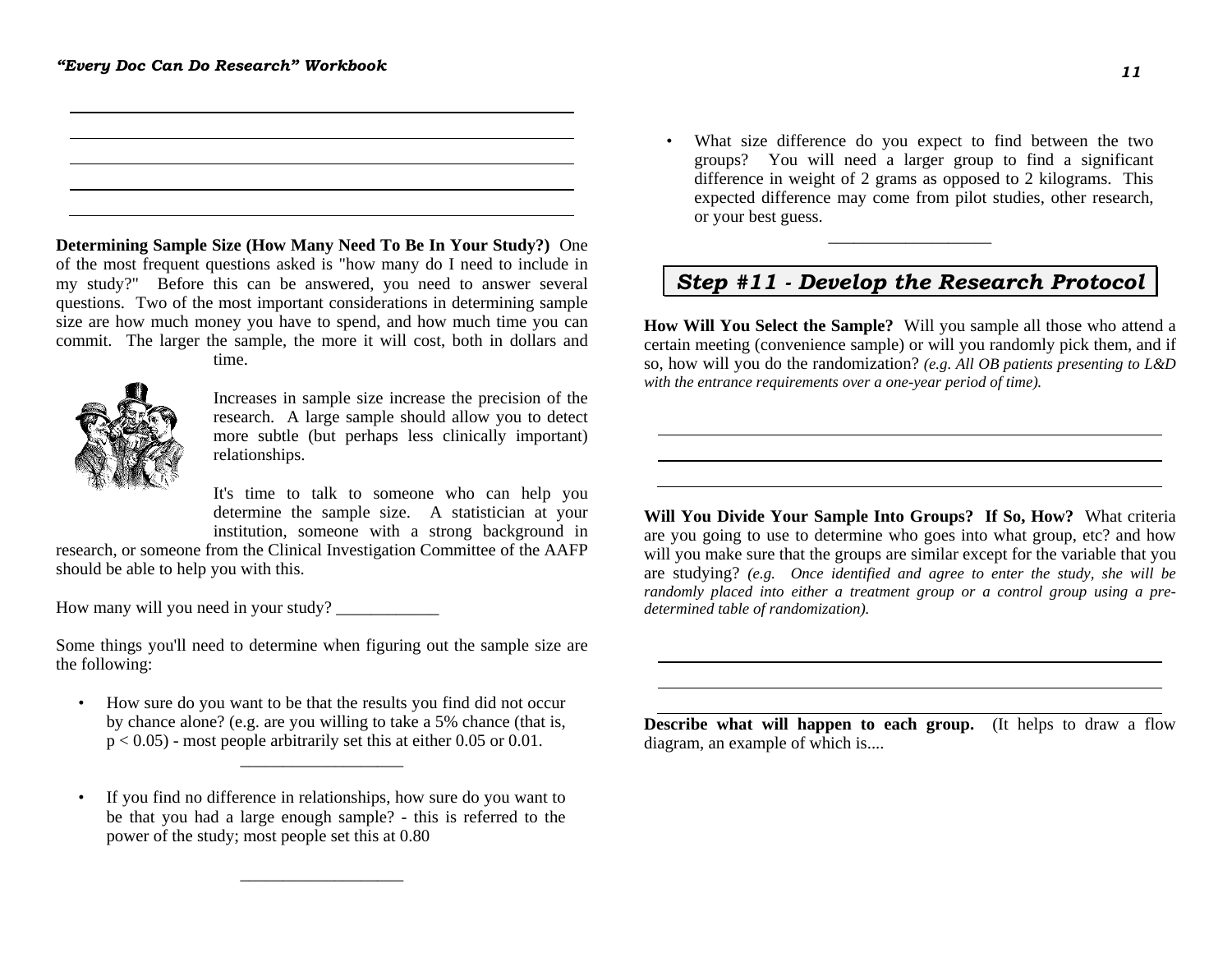**Determining Sample Size (How Many Need To Be In Your Study?)** One of the most frequent questions asked is "how many do I need to include in my study?" Before this can be answered, you need to answer several questions. Two of the most important considerations in determining sample size are how much money you have to spend, and how much time you can commit. The larger the sample, the more it will cost, both in dollars and time.

Increases in sample size increase the precision of the research. A large sample should allow you to detect more subtle (but perhaps less clinically important) relationships.

It's time to talk to someone who can help you determine the sample size. A statistician at your institution, someone with a strong background in research, or someone from the Clinical Investigation Committee of the AAFP should be able to help you with this.

How many will you need in your study? ____________

Some things you'll need to determine when figuring out the sample size are the following:

- How sure do you want to be that the results you find did not occur by chance alone? (e.g. are you willing to take a 5% chance (that is, $p < 0.05$) - most people arbitrarily set this at either 0.05 or 0.01.

  ___________________

- If you find no difference in relationships, how sure do you want to be that you had a large enough sample? - this is referred to the power of the study; most people set this at 0.80

  ___________________

- What size difference do you expect to find between the two groups? You will need a larger group to find a significant difference in weight of 2 grams as opposed to 2 kilograms. This expected difference may come from pilot studies, other research, or your best guess.

  ___________________

## *Step #11 - Develop the Research Protocol*

**How Will You Select the Sample?** Will you sample all those who attend a certain meeting (convenience sample) or will you randomly pick them, and if so, how will you do the randomization? *(e.g. All OB patients presenting to L&D with the entrance requirements over a one-year period of time).*

**Will You Divide Your Sample Into Groups? If So, How?** What criteria are you going to use to determine who goes into what group, etc? and how will you make sure that the groups are similar except for the variable that you are studying? *(e.g. Once identified and agree to enter the study, she will be randomly placed into either a treatment group or a control group using a pre-determined table of randomization).*

**Describe what will happen to each group.** (It helps to draw a flow diagram, an example of which is....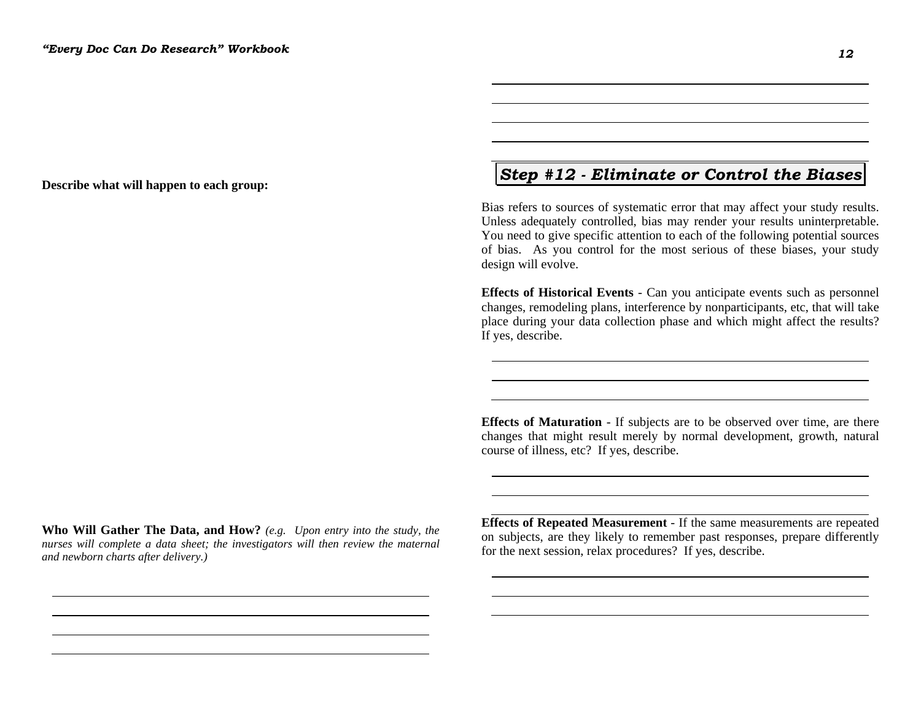**Describe what will happen to each group:**

**Who Will Gather The Data, and How?** *(e.g. Upon entry into the study, the nurses will complete a data sheet; the investigators will then review the maternal and newborn charts after delivery.)*

## Step #12 - Eliminate or Control the Biases

Bias refers to sources of systematic error that may affect your study results. Unless adequately controlled, bias may render your results uninterpretable. You need to give specific attention to each of the following potential sources of bias. As you control for the most serious of these biases, your study design will evolve.

**Effects of Historical Events** - Can you anticipate events such as personnel changes, remodeling plans, interference by nonparticipants, etc, that will take place during your data collection phase and which might affect the results? If yes, describe.

**Effects of Maturation** - If subjects are to be observed over time, are there changes that might result merely by normal development, growth, natural course of illness, etc? If yes, describe.

**Effects of Repeated Measurement** - If the same measurements are repeated on subjects, are they likely to remember past responses, prepare differently for the next session, relax procedures? If yes, describe.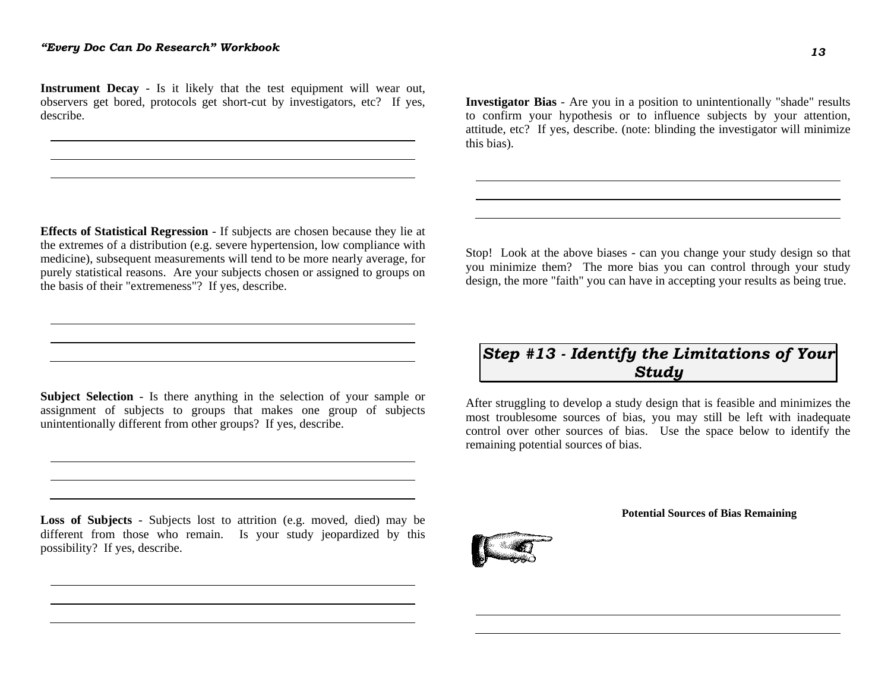**Instrument Decay** - Is it likely that the test equipment will wear out, observers get bored, protocols get short-cut by investigators, etc? If yes, describe.

**Effects of Statistical Regression** - If subjects are chosen because they lie at the extremes of a distribution (e.g. severe hypertension, low compliance with medicine), subsequent measurements will tend to be more nearly average, for purely statistical reasons. Are your subjects chosen or assigned to groups on the basis of their "extremeness"? If yes, describe.

**Subject Selection** - Is there anything in the selection of your sample or assignment of subjects to groups that makes one group of subjects unintentionally different from other groups? If yes, describe.

**Loss of Subjects** - Subjects lost to attrition (e.g. moved, died) may be different from those who remain. Is your study jeopardized by this possibility? If yes, describe.

**Investigator Bias** - Are you in a position to unintentionally "shade" results to confirm your hypothesis or to influence subjects by your attention, attitude, etc? If yes, describe. (note: blinding the investigator will minimize this bias).

Stop! Look at the above biases - can you change your study design so that you minimize them? The more bias you can control through your study design, the more "faith" you can have in accepting your results as being true.

## *Step #13 - Identify the Limitations of Your Study*

After struggling to develop a study design that is feasible and minimizes the most troublesome sources of bias, you may still be left with inadequate control over other sources of bias. Use the space below to identify the remaining potential sources of bias.

**Potential Sources of Bias Remaining**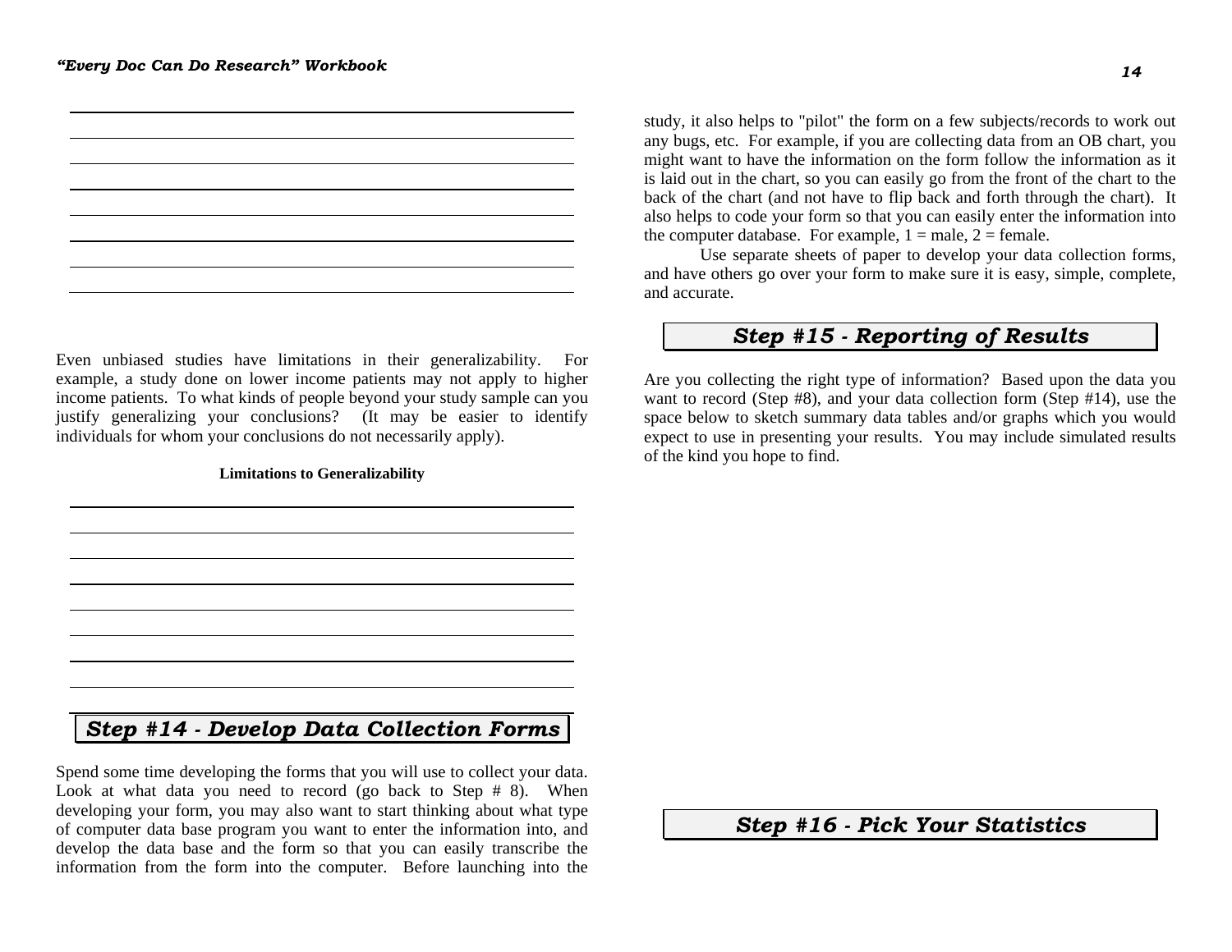Even unbiased studies have limitations in their generalizability. For example, a study done on lower income patients may not apply to higher income patients. To what kinds of people beyond your study sample can you justify generalizing your conclusions? (It may be easier to identify individuals for whom your conclusions do not necessarily apply).

**Limitations to Generalizability**

## *Step #14 - Develop Data Collection Forms*

Spend some time developing the forms that you will use to collect your data. Look at what data you need to record (go back to Step # 8). When developing your form, you may also want to start thinking about what type of computer data base program you want to enter the information into, and develop the data base and the form so that you can easily transcribe the information from the form into the computer. Before launching into the study, it also helps to "pilot" the form on a few subjects/records to work out any bugs, etc. For example, if you are collecting data from an OB chart, you might want to have the information on the form follow the information as it is laid out in the chart, so you can easily go from the front of the chart to the back of the chart (and not have to flip back and forth through the chart). It also helps to code your form so that you can easily enter the information into the computer database. For example, 1 = male, 2 = female.

Use separate sheets of paper to develop your data collection forms, and have others go over your form to make sure it is easy, simple, complete, and accurate.

## *Step #15 - Reporting of Results*

Are you collecting the right type of information? Based upon the data you want to record (Step #8), and your data collection form (Step #14), use the space below to sketch summary data tables and/or graphs which you would expect to use in presenting your results. You may include simulated results of the kind you hope to find.

## *Step #16 - Pick Your Statistics*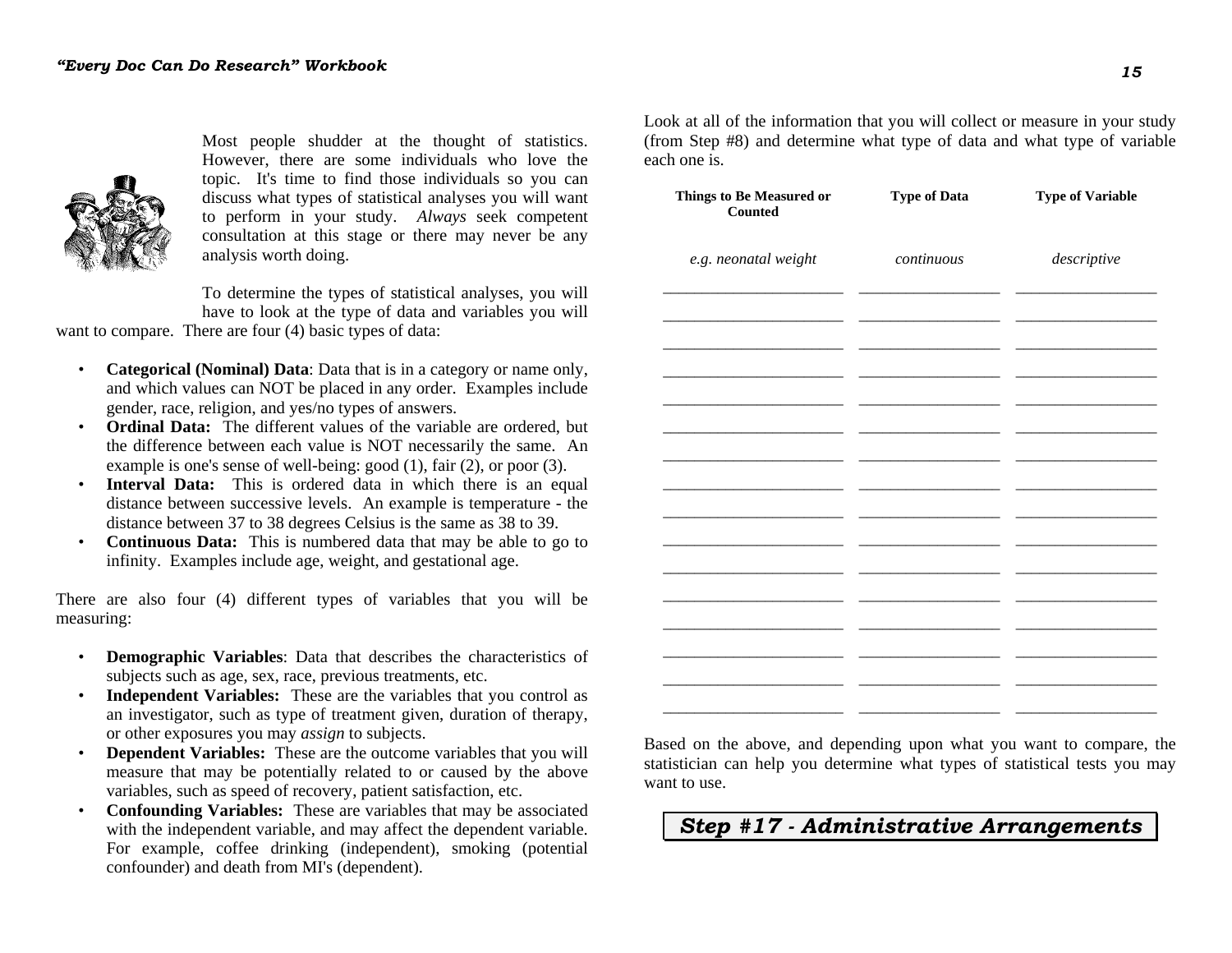Most people shudder at the thought of statistics. However, there are some individuals who love the topic. It's time to find those individuals so you can discuss what types of statistical analyses you will want to perform in your study. *Always* seek competent consultation at this stage or there may never be any analysis worth doing.

To determine the types of statistical analyses, you will have to look at the type of data and variables you will want to compare. There are four (4) basic types of data:

- **Categorical (Nominal) Data**: Data that is in a category or name only, and which values can NOT be placed in any order. Examples include gender, race, religion, and yes/no types of answers.
- **Ordinal Data:** The different values of the variable are ordered, but the difference between each value is NOT necessarily the same. An example is one's sense of well-being: good (1), fair (2), or poor (3).
- **Interval Data:** This is ordered data in which there is an equal distance between successive levels. An example is temperature - the distance between 37 to 38 degrees Celsius is the same as 38 to 39.
- **Continuous Data:** This is numbered data that may be able to go to infinity. Examples include age, weight, and gestational age.

There are also four (4) different types of variables that you will be measuring:

- **Demographic Variables**: Data that describes the characteristics of subjects such as age, sex, race, previous treatments, etc.
- **Independent Variables:** These are the variables that you control as an investigator, such as type of treatment given, duration of therapy, or other exposures you may *assign* to subjects.
- **Dependent Variables:** These are the outcome variables that you will measure that may be potentially related to or caused by the above variables, such as speed of recovery, patient satisfaction, etc.
- **Confounding Variables:** These are variables that may be associated with the independent variable, and may affect the dependent variable. For example, coffee drinking (independent), smoking (potential confounder) and death from MI's (dependent).

Look at all of the information that you will collect or measure in your study (from Step #8) and determine what type of data and what type of variable each one is.

| Things to Be Measured or Counted | Type of Data | Type of Variable |
|---|---|---|
| *e.g. neonatal weight* | *continuous* | *descriptive* |
| ____________________ | ________________ | ________________ |
| ____________________ | ________________ | ________________ |
| ____________________ | ________________ | ________________ |
| ____________________ | ________________ | ________________ |
| ____________________ | ________________ | ________________ |
| ____________________ | ________________ | ________________ |
| ____________________ | ________________ | ________________ |
| ____________________ | ________________ | ________________ |
| ____________________ | ________________ | ________________ |
| ____________________ | ________________ | ________________ |
| ____________________ | ________________ | ________________ |
| ____________________ | ________________ | ________________ |
| ____________________ | ________________ | ________________ |
| ____________________ | ________________ | ________________ |
| ____________________ | ________________ | ________________ |
| ____________________ | ________________ | ________________ |

Based on the above, and depending upon what you want to compare, the statistician can help you determine what types of statistical tests you may want to use.

## *Step #17 - Administrative Arrangements*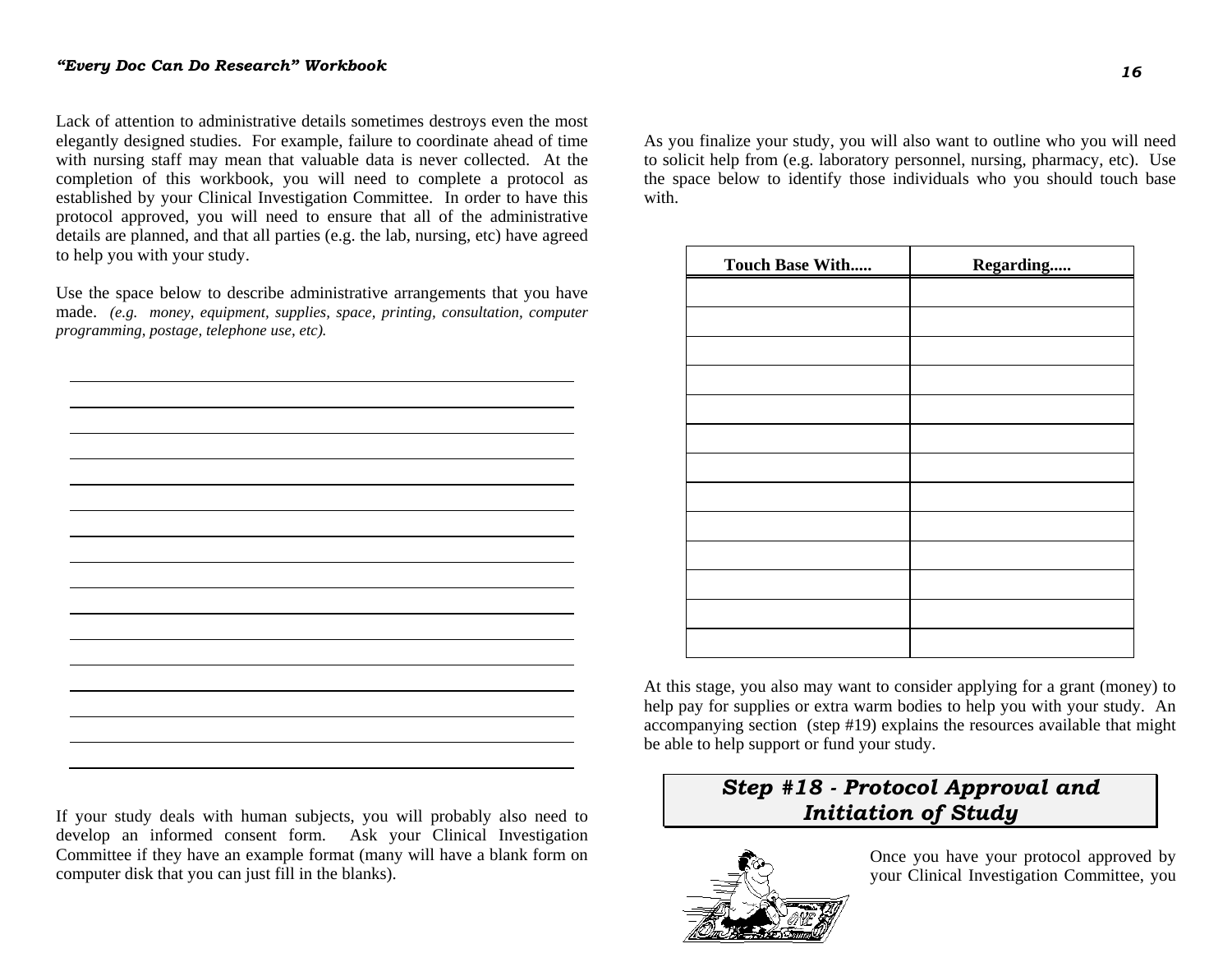Lack of attention to administrative details sometimes destroys even the most elegantly designed studies. For example, failure to coordinate ahead of time with nursing staff may mean that valuable data is never collected. At the completion of this workbook, you will need to complete a protocol as established by your Clinical Investigation Committee. In order to have this protocol approved, you will need to ensure that all of the administrative details are planned, and that all parties (e.g. the lab, nursing, etc) have agreed to help you with your study.

Use the space below to describe administrative arrangements that you have made. *(e.g. money, equipment, supplies, space, printing, consultation, computer programming, postage, telephone use, etc).*

\_\_\_\_\_\_\_\_\_\_\_\_\_\_\_\_\_\_\_\_\_\_\_\_\_\_\_\_\_\_\_\_\_\_\_\_\_\_\_\_\_\_\_\_\_\_\_\_\_\_\_\_

\_\_\_\_\_\_\_\_\_\_\_\_\_\_\_\_\_\_\_\_\_\_\_\_\_\_\_\_\_\_\_\_\_\_\_\_\_\_\_\_\_\_\_\_\_\_\_\_\_\_\_\_

\_\_\_\_\_\_\_\_\_\_\_\_\_\_\_\_\_\_\_\_\_\_\_\_\_\_\_\_\_\_\_\_\_\_\_\_\_\_\_\_\_\_\_\_\_\_\_\_\_\_\_\_

\_\_\_\_\_\_\_\_\_\_\_\_\_\_\_\_\_\_\_\_\_\_\_\_\_\_\_\_\_\_\_\_\_\_\_\_\_\_\_\_\_\_\_\_\_\_\_\_\_\_\_\_

\_\_\_\_\_\_\_\_\_\_\_\_\_\_\_\_\_\_\_\_\_\_\_\_\_\_\_\_\_\_\_\_\_\_\_\_\_\_\_\_\_\_\_\_\_\_\_\_\_\_\_\_

\_\_\_\_\_\_\_\_\_\_\_\_\_\_\_\_\_\_\_\_\_\_\_\_\_\_\_\_\_\_\_\_\_\_\_\_\_\_\_\_\_\_\_\_\_\_\_\_\_\_\_\_

\_\_\_\_\_\_\_\_\_\_\_\_\_\_\_\_\_\_\_\_\_\_\_\_\_\_\_\_\_\_\_\_\_\_\_\_\_\_\_\_\_\_\_\_\_\_\_\_\_\_\_\_

\_\_\_\_\_\_\_\_\_\_\_\_\_\_\_\_\_\_\_\_\_\_\_\_\_\_\_\_\_\_\_\_\_\_\_\_\_\_\_\_\_\_\_\_\_\_\_\_\_\_\_\_

\_\_\_\_\_\_\_\_\_\_\_\_\_\_\_\_\_\_\_\_\_\_\_\_\_\_\_\_\_\_\_\_\_\_\_\_\_\_\_\_\_\_\_\_\_\_\_\_\_\_\_\_

\_\_\_\_\_\_\_\_\_\_\_\_\_\_\_\_\_\_\_\_\_\_\_\_\_\_\_\_\_\_\_\_\_\_\_\_\_\_\_\_\_\_\_\_\_\_\_\_\_\_\_\_

\_\_\_\_\_\_\_\_\_\_\_\_\_\_\_\_\_\_\_\_\_\_\_\_\_\_\_\_\_\_\_\_\_\_\_\_\_\_\_\_\_\_\_\_\_\_\_\_\_\_\_\_

\_\_\_\_\_\_\_\_\_\_\_\_\_\_\_\_\_\_\_\_\_\_\_\_\_\_\_\_\_\_\_\_\_\_\_\_\_\_\_\_\_\_\_\_\_\_\_\_\_\_\_\_

\_\_\_\_\_\_\_\_\_\_\_\_\_\_\_\_\_\_\_\_\_\_\_\_\_\_\_\_\_\_\_\_\_\_\_\_\_\_\_\_\_\_\_\_\_\_\_\_\_\_\_\_

\_\_\_\_\_\_\_\_\_\_\_\_\_\_\_\_\_\_\_\_\_\_\_\_\_\_\_\_\_\_\_\_\_\_\_\_\_\_\_\_\_\_\_\_\_\_\_\_\_\_\_\_

\_\_\_\_\_\_\_\_\_\_\_\_\_\_\_\_\_\_\_\_\_\_\_\_\_\_\_\_\_\_\_\_\_\_\_\_\_\_\_\_\_\_\_\_\_\_\_\_\_\_\_\_

\_\_\_\_\_\_\_\_\_\_\_\_\_\_\_\_\_\_\_\_\_\_\_\_\_\_\_\_\_\_\_\_\_\_\_\_\_\_\_\_\_\_\_\_\_\_\_\_\_\_\_\_

If your study deals with human subjects, you will probably also need to develop an informed consent form. Ask your Clinical Investigation Committee if they have an example format (many will have a blank form on computer disk that you can just fill in the blanks).

As you finalize your study, you will also want to outline who you will need to solicit help from (e.g. laboratory personnel, nursing, pharmacy, etc). Use the space below to identify those individuals who you should touch base with.

| Touch Base With..... | Regarding..... |
|---|---|
| | |
| | |
| | |
| | |
| | |
| | |
| | |
| | |
| | |
| | |
| | |
| | |
| | |

At this stage, you also may want to consider applying for a grant (money) to help pay for supplies or extra warm bodies to help you with your study. An accompanying section (step #19) explains the resources available that might be able to help support or fund your study.

## *Step #18 - Protocol Approval and Initiation of Study*

Once you have your protocol approved by your Clinical Investigation Committee, you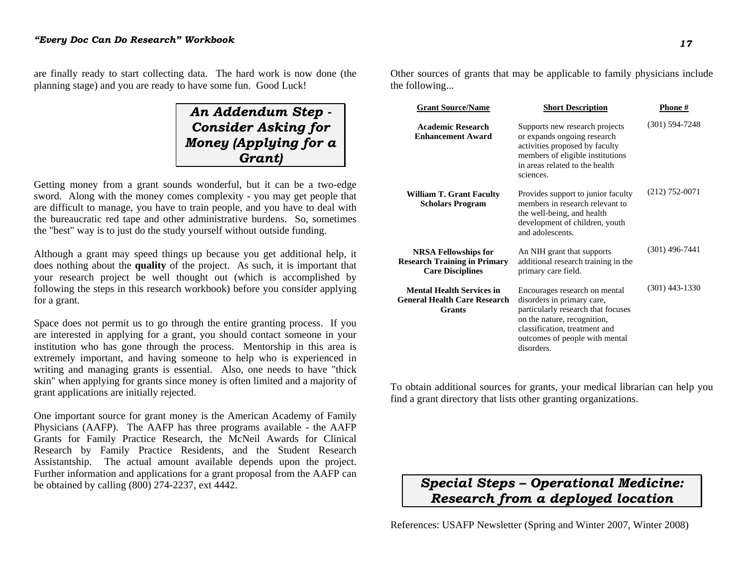are finally ready to start collecting data. The hard work is now done (the planning stage) and you are ready to have some fun. Good Luck!

## *An Addendum Step - Consider Asking for Money (Applying for a Grant)*

Getting money from a grant sounds wonderful, but it can be a two-edge sword. Along with the money comes complexity - you may get people that are difficult to manage, you have to train people, and you have to deal with the bureaucratic red tape and other administrative burdens. So, sometimes the "best" way is to just do the study yourself without outside funding.

Although a grant may speed things up because you get additional help, it does nothing about the **quality** of the project. As such, it is important that your research project be well thought out (which is accomplished by following the steps in this research workbook) before you consider applying for a grant.

Space does not permit us to go through the entire granting process. If you are interested in applying for a grant, you should contact someone in your institution who has gone through the process. Mentorship in this area is extremely important, and having someone to help who is experienced in writing and managing grants is essential. Also, one needs to have "thick skin" when applying for grants since money is often limited and a majority of grant applications are initially rejected.

One important source for grant money is the American Academy of Family Physicians (AAFP). The AAFP has three programs available - the AAFP Grants for Family Practice Research, the McNeil Awards for Clinical Research by Family Practice Residents, and the Student Research Assistantship. The actual amount available depends upon the project. Further information and applications for a grant proposal from the AAFP can be obtained by calling (800) 274-2237, ext 4442.

Other sources of grants that may be applicable to family physicians include the following...

| Grant Source/Name | Short Description | Phone # |
|---|---|---|
| **Academic Research Enhancement Award** | Supports new research projects or expands ongoing research activities proposed by faculty members of eligible institutions in areas related to the health sciences. | (301) 594-7248 |
| **William T. Grant Faculty Scholars Program** | Provides support to junior faculty members in research relevant to the well-being, and health development of children, youth and adolescents. | (212) 752-0071 |
| **NRSA Fellowships for Research Training in Primary Care Disciplines** | An NIH grant that supports additional research training in the primary care field. | (301) 496-7441 |
| **Mental Health Services in General Health Care Research Grants** | Encourages research on mental disorders in primary care, particularly research that focuses on the nature, recognition, classification, treatment and outcomes of people with mental disorders. | (301) 443-1330 |

To obtain additional sources for grants, your medical librarian can help you find a grant directory that lists other granting organizations.

## *Special Steps – Operational Medicine: Research from a deployed location*

References: USAFP Newsletter (Spring and Winter 2007, Winter 2008)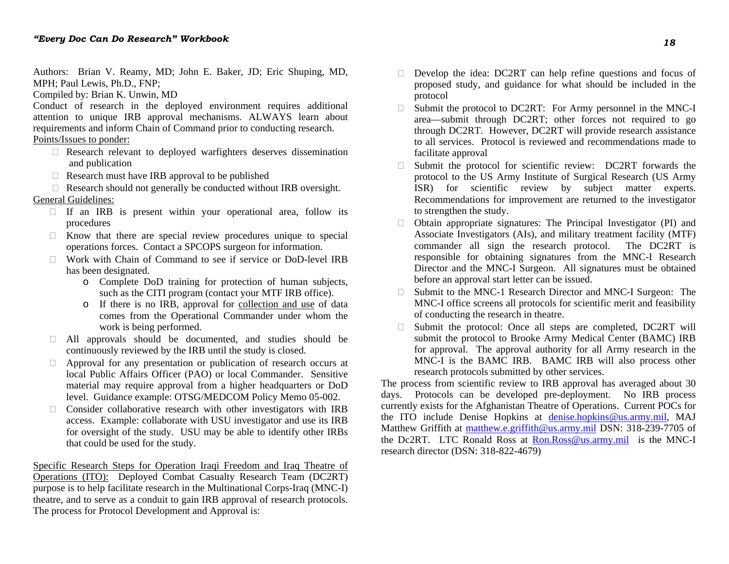Authors: Brian V. Reamy, MD; John E. Baker, JD; Eric Shuping, MD, MPH; Paul Lewis, Ph.D., FNP;

Compiled by: Brian K. Unwin, MD

Conduct of research in the deployed environment requires additional attention to unique IRB approval mechanisms. ALWAYS learn about requirements and inform Chain of Command prior to conducting research.

Points/Issues to ponder:

- Research relevant to deployed warfighters deserves dissemination and publication
- Research must have IRB approval to be published
- Research should not generally be conducted without IRB oversight.

General Guidelines:

- If an IRB is present within your operational area, follow its procedures
- Know that there are special review procedures unique to special operations forces. Contact a SPCOPS surgeon for information.
- Work with Chain of Command to see if service or DoD-level IRB has been designated.
    - Complete DoD training for protection of human subjects, such as the CITI program (contact your MTF IRB office).
    - If there is no IRB, approval for collection and use of data comes from the Operational Commander under whom the work is being performed.
- All approvals should be documented, and studies should be continuously reviewed by the IRB until the study is closed.
- Approval for any presentation or publication of research occurs at local Public Affairs Officer (PAO) or local Commander. Sensitive material may require approval from a higher headquarters or DoD level. Guidance example: OTSG/MEDCOM Policy Memo 05-002.
- Consider collaborative research with other investigators with IRB access. Example: collaborate with USU investigator and use its IRB for oversight of the study. USU may be able to identify other IRBs that could be used for the study.

Specific Research Steps for Operation Iraqi Freedom and Iraq Theatre of Operations (ITO): Deployed Combat Casualty Research Team (DC2RT) purpose is to help facilitate research in the Multinational Corps-Iraq (MNC-I) theatre, and to serve as a conduit to gain IRB approval of research protocols. The process for Protocol Development and Approval is:

- Develop the idea: DC2RT can help refine questions and focus of proposed study, and guidance for what should be included in the protocol
- Submit the protocol to DC2RT: For Army personnel in the MNC-I area—submit through DC2RT; other forces not required to go through DC2RT. However, DC2RT will provide research assistance to all services. Protocol is reviewed and recommendations made to facilitate approval
- Submit the protocol for scientific review: DC2RT forwards the protocol to the US Army Institute of Surgical Research (US Army ISR) for scientific review by subject matter experts. Recommendations for improvement are returned to the investigator to strengthen the study.
- Obtain appropriate signatures: The Principal Investigator (PI) and Associate Investigators (AIs), and military treatment facility (MTF) commander all sign the research protocol. The DC2RT is responsible for obtaining signatures from the MNC-I Research Director and the MNC-I Surgeon. All signatures must be obtained before an approval start letter can be issued.
- Submit to the MNC-1 Research Director and MNC-I Surgeon: The MNC-I office screens all protocols for scientific merit and feasibility of conducting the research in theatre.
- Submit the protocol: Once all steps are completed, DC2RT will submit the protocol to Brooke Army Medical Center (BAMC) IRB for approval. The approval authority for all Army research in the MNC-I is the BAMC IRB. BAMC IRB will also process other research protocols submitted by other services.

The process from scientific review to IRB approval has averaged about 30 days. Protocols can be developed pre-deployment. No IRB process currently exists for the Afghanistan Theatre of Operations. Current POCs for the ITO include Denise Hopkins at denise.hopkins@us.army.mil, MAJ Matthew Griffith at matthew.e.griffith@us.army.mil DSN: 318-239-7705 of the Dc2RT. LTC Ronald Ross at Ron.Ross@us.army.mil is the MNC-I research director (DSN: 318-822-4679)